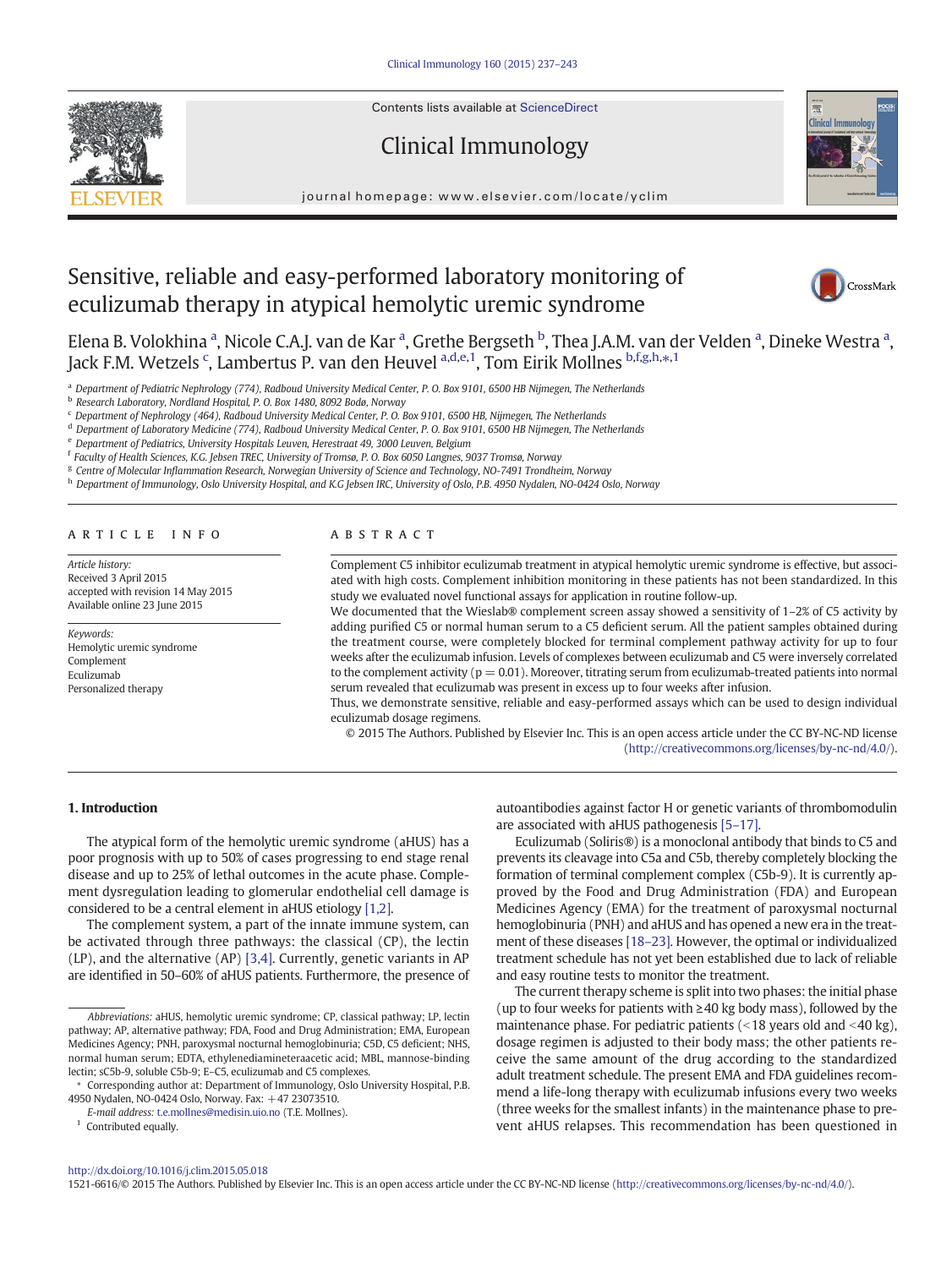# Sensitive, reliable and easy-performed laboratory monitoring of eculizumab therapy in atypical hemolytic uremic syndrome

Elena B. Volokhina [a], Nicole C.A.J. van de Kar [a], Grethe Bergseth [b], Thea J.A.M. van der Velden [a], Dineke Westra [a], Jack F.M. Wetzels [c], Lambertus P. van den Heuvel [a,d,e,1], Tom Eirik Mollnes [b,f,g,h,*,1]

[a] Department of Pediatric Nephrology (774), Radboud University Medical Center, P. O. Box 9101, 6500 HB Nijmegen, The Netherlands
[b] Research Laboratory, Nordland Hospital, P. O. Box 1480, 8092 Bodø, Norway
[c] Department of Nephrology (464), Radboud University Medical Center, P. O. Box 9101, 6500 HB, Nijmegen, The Netherlands
[d] Department of Laboratory Medicine (774), Radboud University Medical Center, P. O. Box 9101, 6500 HB Nijmegen, The Netherlands
[e] Department of Pediatrics, University Hospitals Leuven, Herestraat 49, 3000 Leuven, Belgium
[f] Faculty of Health Sciences, K.G. Jebsen TREC, University of Tromsø, P. O. Box 6050 Langnes, 9037 Tromsø, Norway
[g] Centre of Molecular Inflammation Research, Norwegian University of Science and Technology, NO-7491 Trondheim, Norway
[h] Department of Immunology, Oslo University Hospital, and K.G Jebsen IRC, University of Oslo, P.B. 4950 Nydalen, NO-0424 Oslo, Norway

## ARTICLE INFO

*Article history:*
Received 3 April 2015
accepted with revision 14 May 2015
Available online 23 June 2015

*Keywords:*
Hemolytic uremic syndrome
Complement
Eculizumab
Personalized therapy

## ABSTRACT

Complement C5 inhibitor eculizumab treatment in atypical hemolytic uremic syndrome is effective, but associated with high costs. Complement inhibition monitoring in these patients has not been standardized. In this study we evaluated novel functional assays for application in routine follow-up.

We documented that the Wieslab® complement screen assay showed a sensitivity of 1–2% of C5 activity by adding purified C5 or normal human serum to a C5 deficient serum. All the patient samples obtained during the treatment course, were completely blocked for terminal complement pathway activity for up to four weeks after the eculizumab infusion. Levels of complexes between eculizumab and C5 were inversely correlated to the complement activity ($p = 0.01$). Moreover, titrating serum from eculizumab-treated patients into normal serum revealed that eculizumab was present in excess up to four weeks after infusion.

Thus, we demonstrate sensitive, reliable and easy-performed assays which can be used to design individual eculizumab dosage regimens.

© 2015 The Authors. Published by Elsevier Inc. This is an open access article under the CC BY-NC-ND license (http://creativecommons.org/licenses/by-nc-nd/4.0/).

## 1. Introduction

The atypical form of the hemolytic uremic syndrome (aHUS) has a poor prognosis with up to 50% of cases progressing to end stage renal disease and up to 25% of lethal outcomes in the acute phase. Complement dysregulation leading to glomerular endothelial cell damage is considered to be a central element in aHUS etiology [1,2].

The complement system, a part of the innate immune system, can be activated through three pathways: the classical (CP), the lectin (LP), and the alternative (AP) [3,4]. Currently, genetic variants in AP are identified in 50–60% of aHUS patients. Furthermore, the presence of autoantibodies against factor H or genetic variants of thrombomodulin are associated with aHUS pathogenesis [5–17].

Eculizumab (Soliris®) is a monoclonal antibody that binds to C5 and prevents its cleavage into C5a and C5b, thereby completely blocking the formation of terminal complement complex (C5b-9). It is currently approved by the Food and Drug Administration (FDA) and European Medicines Agency (EMA) for the treatment of paroxysmal nocturnal hemoglobinuria (PNH) and aHUS and has opened a new era in the treatment of these diseases [18–23]. However, the optimal or individualized treatment schedule has not yet been established due to lack of reliable and easy routine tests to monitor the treatment.

The current therapy scheme is split into two phases: the initial phase (up to four weeks for patients with ≥40 kg body mass), followed by the maintenance phase. For pediatric patients (<18 years old and <40 kg), dosage regimen is adjusted to their body mass; the other patients receive the same amount of the drug according to the standardized adult treatment schedule. The present EMA and FDA guidelines recommend a life-long therapy with eculizumab infusions every two weeks (three weeks for the smallest infants) in the maintenance phase to prevent aHUS relapses. This recommendation has been questioned in

*Abbreviations:* aHUS, hemolytic uremic syndrome; CP, classical pathway; LP, lectin pathway; AP, alternative pathway; FDA, Food and Drug Administration; EMA, European Medicines Agency; PNH, paroxysmal nocturnal hemoglobinuria; C5D, C5 deficient; NHS, normal human serum; EDTA, ethylenediamineteraacetic acid; MBL, mannose-binding lectin; sC5b-9, soluble C5b-9; E–C5, eculizumab and C5 complexes.

\* Corresponding author at: Department of Immunology, Oslo University Hospital, P.B. 4950 Nydalen, NO-0424 Oslo, Norway. Fax: +47 23073510.
*E-mail address:* t.e.mollnes@medisin.uio.no (T.E. Mollnes).

[1] Contributed equally.

http://dx.doi.org/10.1016/j.clim.2015.05.018
1521-6616/© 2015 The Authors. Published by Elsevier Inc. This is an open access article under the CC BY-NC-ND license (http://creativecommons.org/licenses/by-nc-nd/4.0/).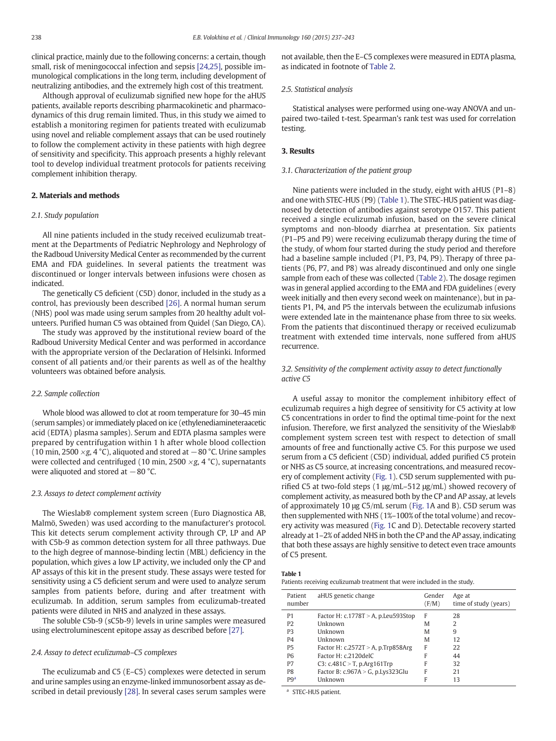clinical practice, mainly due to the following concerns: a certain, though small, risk of meningococcal infection and sepsis [24,25], possible immunological complications in the long term, including development of neutralizing antibodies, and the extremely high cost of this treatment.

Although approval of eculizumab signified new hope for the aHUS patients, available reports describing pharmacokinetic and pharmacodynamics of this drug remain limited. Thus, in this study we aimed to establish a monitoring regimen for patients treated with eculizumab using novel and reliable complement assays that can be used routinely to follow the complement activity in these patients with high degree of sensitivity and specificity. This approach presents a highly relevant tool to develop individual treatment protocols for patients receiving complement inhibition therapy.

## 2. Materials and methods

### 2.1. Study population

All nine patients included in the study received eculizumab treatment at the Departments of Pediatric Nephrology and Nephrology of the Radboud University Medical Center as recommended by the current EMA and FDA guidelines. In several patients the treatment was discontinued or longer intervals between infusions were chosen as indicated.

The genetically C5 deficient (C5D) donor, included in the study as a control, has previously been described [26]. A normal human serum (NHS) pool was made using serum samples from 20 healthy adult volunteers. Purified human C5 was obtained from Quidel (San Diego, CA).

The study was approved by the institutional review board of the Radboud University Medical Center and was performed in accordance with the appropriate version of the Declaration of Helsinki. Informed consent of all patients and/or their parents as well as of the healthy volunteers was obtained before analysis.

### 2.2. Sample collection

Whole blood was allowed to clot at room temperature for 30–45 min (serum samples) or immediately placed on ice (ethylenediamineteraacetic acid (EDTA) plasma samples). Serum and EDTA plasma samples were prepared by centrifugation within 1 h after whole blood collection (10 min, 2500 ×g, 4 °C), aliquoted and stored at −80 °C. Urine samples were collected and centrifuged (10 min, 2500 ×g, 4 °C), supernatants were aliquoted and stored at −80 °C.

### 2.3. Assays to detect complement activity

The Wieslab® complement system screen (Euro Diagnostica AB, Malmö, Sweden) was used according to the manufacturer's protocol. This kit detects serum complement activity through CP, LP and AP with C5b-9 as common detection system for all three pathways. Due to the high degree of mannose-binding lectin (MBL) deficiency in the population, which gives a low LP activity, we included only the CP and AP assays of this kit in the present study. These assays were tested for sensitivity using a C5 deficient serum and were used to analyze serum samples from patients before, during and after treatment with eculizumab. In addition, serum samples from eculizumab-treated patients were diluted in NHS and analyzed in these assays.

The soluble C5b-9 (sC5b-9) levels in urine samples were measured using electroluminescent epitope assay as described before [27].

### 2.4. Assay to detect eculizumab–C5 complexes

The eculizumab and C5 (E–C5) complexes were detected in serum and urine samples using an enzyme-linked immunosorbent assay as described in detail previously [28]. In several cases serum samples were not available, then the E–C5 complexes were measured in EDTA plasma, as indicated in footnote of Table 2.

### 2.5. Statistical analysis

Statistical analyses were performed using one-way ANOVA and unpaired two-tailed t-test. Spearman's rank test was used for correlation testing.

## 3. Results

### 3.1. Characterization of the patient group

Nine patients were included in the study, eight with aHUS (P1–8) and one with STEC-HUS (P9) (Table 1). The STEC-HUS patient was diagnosed by detection of antibodies against serotype O157. This patient received a single eculizumab infusion, based on the severe clinical symptoms and non-bloody diarrhea at presentation. Six patients (P1–P5 and P9) were receiving eculizumab therapy during the time of the study, of whom four started during the study period and therefore had a baseline sample included (P1, P3, P4, P9). Therapy of three patients (P6, P7, and P8) was already discontinued and only one single sample from each of these was collected (Table 2). The dosage regimen was in general applied according to the EMA and FDA guidelines (every week initially and then every second week on maintenance), but in patients P1, P4, and P5 the intervals between the eculizumab infusions were extended late in the maintenance phase from three to six weeks. From the patients that discontinued therapy or received eculizumab treatment with extended time intervals, none suffered from aHUS recurrence.

### 3.2. Sensitivity of the complement activity assay to detect functionally active C5

A useful assay to monitor the complement inhibitory effect of eculizumab requires a high degree of sensitivity for C5 activity at low C5 concentrations in order to find the optimal time-point for the next infusion. Therefore, we first analyzed the sensitivity of the Wieslab® complement system screen test with respect to detection of small amounts of free and functionally active C5. For this purpose we used serum from a C5 deficient (C5D) individual, added purified C5 protein or NHS as C5 source, at increasing concentrations, and measured recovery of complement activity (Fig. 1). C5D serum supplemented with purified C5 at two-fold steps (1 μg/mL–512 μg/mL) showed recovery of complement activity, as measured both by the CP and AP assay, at levels of approximately 10 μg C5/mL serum (Fig. 1A and B). C5D serum was then supplemented with NHS (1%–100% of the total volume) and recovery activity was measured (Fig. 1C and D). Detectable recovery started already at 1–2% of added NHS in both the CP and the AP assay, indicating that both these assays are highly sensitive to detect even trace amounts of C5 present.

**Table 1**
Patients receiving eculizumab treatment that were included in the study.

| Patient number | aHUS genetic change | Gender (F/M) | Age at time of study (years) |
|---|---|---|---|
| P1 | Factor H: c.1778T > A, p.Leu593Stop | F | 28 |
| P2 | Unknown | M | 2 |
| P3 | Unknown | M | 9 |
| P4 | Unknown | M | 12 |
| P5 | Factor H: c.2572T > A, p.Trp858Arg | F | 22 |
| P6 | Factor H: c.2120delC | F | 44 |
| P7 | C3: c.481C > T, p.Arg161Trp | F | 32 |
| P8 | Factor B: c.967A > G, p.Lys323Glu | F | 21 |
| P9[a] | Unknown | F | 13 |

[a] STEC-HUS patient.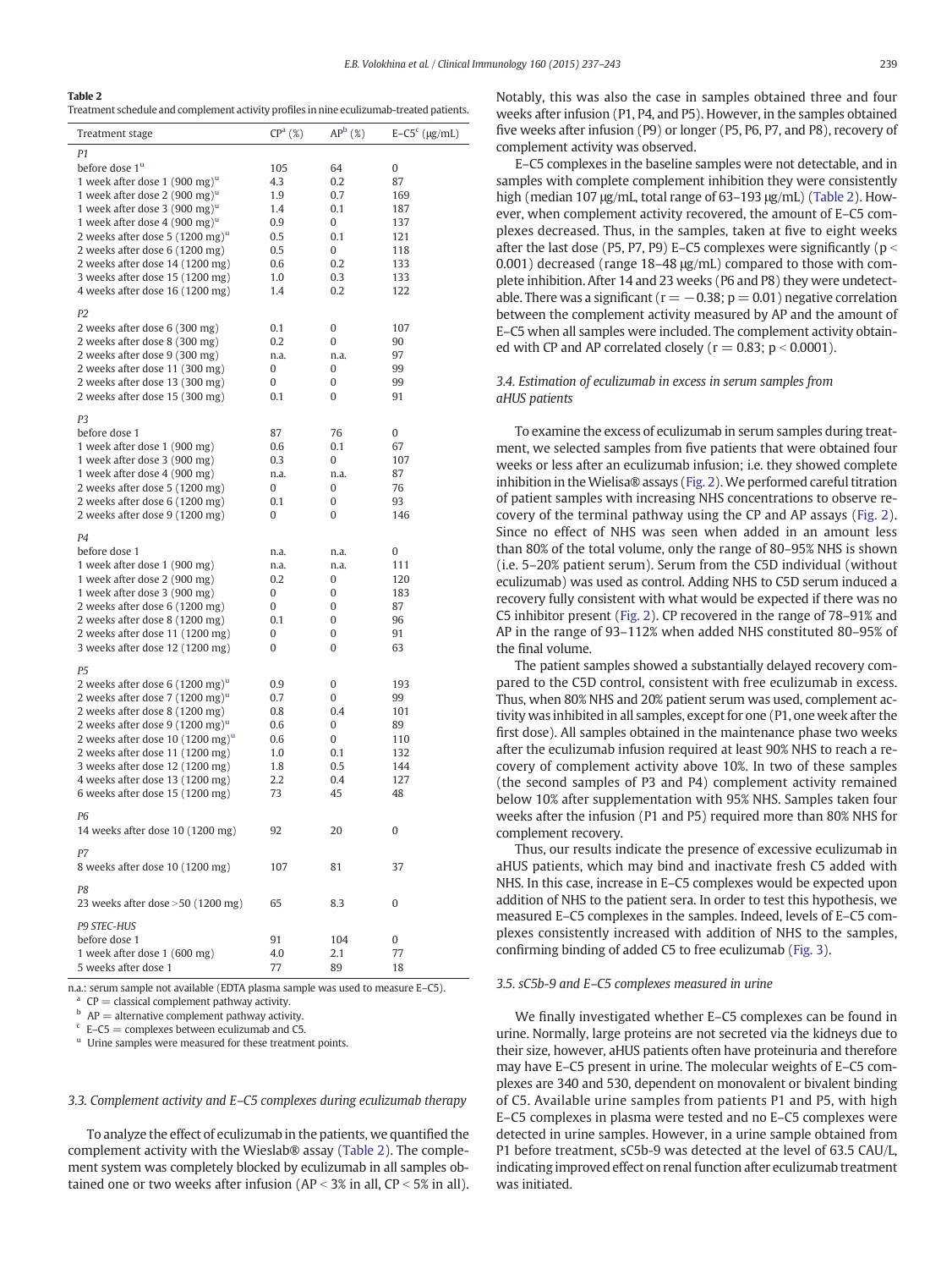**Table 2**
Treatment schedule and complement activity profiles in nine eculizumab-treated patients.

| Treatment stage | CP[a] (%) | AP[b] (%) | E–C5[c] (μg/mL) |
|---|---|---|---|
| *P1* | | | |
| before dose 1[u] | 105 | 64 | 0 |
| 1 week after dose 1 (900 mg)[u] | 4.3 | 0.2 | 87 |
| 1 week after dose 2 (900 mg)[u] | 1.9 | 0.7 | 169 |
| 1 week after dose 3 (900 mg)[u] | 1.4 | 0.1 | 187 |
| 1 week after dose 4 (900 mg)[u] | 0.9 | 0 | 137 |
| 2 weeks after dose 5 (1200 mg)[u] | 0.5 | 0.1 | 121 |
| 2 weeks after dose 6 (1200 mg) | 0.5 | 0 | 118 |
| 2 weeks after dose 14 (1200 mg) | 0.6 | 0.2 | 133 |
| 3 weeks after dose 15 (1200 mg) | 1.0 | 0.3 | 133 |
| 4 weeks after dose 16 (1200 mg) | 1.4 | 0.2 | 122 |
| *P2* | | | |
| 2 weeks after dose 6 (300 mg) | 0.1 | 0 | 107 |
| 2 weeks after dose 8 (300 mg) | 0.2 | 0 | 90 |
| 2 weeks after dose 9 (300 mg) | n.a. | n.a. | 97 |
| 2 weeks after dose 11 (300 mg) | 0 | 0 | 99 |
| 2 weeks after dose 13 (300 mg) | 0 | 0 | 99 |
| 2 weeks after dose 15 (300 mg) | 0.1 | 0 | 91 |
| *P3* | | | |
| before dose 1 | 87 | 76 | 0 |
| 1 week after dose 1 (900 mg) | 0.6 | 0.1 | 67 |
| 1 week after dose 3 (900 mg) | 0.3 | 0 | 107 |
| 1 week after dose 4 (900 mg) | n.a. | n.a. | 87 |
| 2 weeks after dose 5 (1200 mg) | 0 | 0 | 76 |
| 2 weeks after dose 6 (1200 mg) | 0.1 | 0 | 93 |
| 2 weeks after dose 9 (1200 mg) | 0 | 0 | 146 |
| *P4* | | | |
| before dose 1 | n.a. | n.a. | 0 |
| 1 week after dose 1 (900 mg) | n.a. | n.a. | 111 |
| 1 week after dose 2 (900 mg) | 0.2 | 0 | 120 |
| 1 week after dose 3 (900 mg) | 0 | 0 | 183 |
| 2 weeks after dose 6 (1200 mg) | 0 | 0 | 87 |
| 2 weeks after dose 8 (1200 mg) | 0.1 | 0 | 96 |
| 2 weeks after dose 11 (1200 mg) | 0 | 0 | 91 |
| 3 weeks after dose 12 (1200 mg) | 0 | 0 | 63 |
| *P5* | | | |
| 2 weeks after dose 6 (1200 mg)[u] | 0.9 | 0 | 193 |
| 2 weeks after dose 7 (1200 mg)[u] | 0.7 | 0 | 99 |
| 2 weeks after dose 8 (1200 mg) | 0.8 | 0.4 | 101 |
| 2 weeks after dose 9 (1200 mg)[u] | 0.6 | 0 | 89 |
| 2 weeks after dose 10 (1200 mg)[u] | 0.6 | 0 | 110 |
| 2 weeks after dose 11 (1200 mg) | 1.0 | 0.1 | 132 |
| 3 weeks after dose 12 (1200 mg) | 1.8 | 0.5 | 144 |
| 4 weeks after dose 13 (1200 mg) | 2.2 | 0.4 | 127 |
| 6 weeks after dose 15 (1200 mg) | 73 | 45 | 48 |
| *P6* | | | |
| 14 weeks after dose 10 (1200 mg) | 92 | 20 | 0 |
| *P7* | | | |
| 8 weeks after dose 10 (1200 mg) | 107 | 81 | 37 |
| *P8* | | | |
| 23 weeks after dose >50 (1200 mg) | 65 | 8.3 | 0 |
| *P9 STEC-HUS* | | | |
| before dose 1 | 91 | 104 | 0 |
| 1 week after dose 1 (600 mg) | 4.0 | 2.1 | 77 |
| 5 weeks after dose 1 | 77 | 89 | 18 |

n.a.: serum sample not available (EDTA plasma sample was used to measure E–C5).
[a] CP = classical complement pathway activity.
[b] AP = alternative complement pathway activity.
[c] E–C5 = complexes between eculizumab and C5.
[u] Urine samples were measured for these treatment points.

### 3.3. Complement activity and E–C5 complexes during eculizumab therapy

To analyze the effect of eculizumab in the patients, we quantified the complement activity with the Wieslab® assay (Table 2). The complement system was completely blocked by eculizumab in all samples obtained one or two weeks after infusion (AP < 3% in all, CP < 5% in all). Notably, this was also the case in samples obtained three and four weeks after infusion (P1, P4, and P5). However, in the samples obtained five weeks after infusion (P9) or longer (P5, P6, P7, and P8), recovery of complement activity was observed.

E–C5 complexes in the baseline samples were not detectable, and in samples with complete complement inhibition they were consistently high (median 107 μg/mL, total range of 63–193 μg/mL) (Table 2). However, when complement activity recovered, the amount of E–C5 complexes decreased. Thus, in the samples, taken at five to eight weeks after the last dose (P5, P7, P9) E–C5 complexes were significantly ($p < 0.001$) decreased (range 18–48 μg/mL) compared to those with complete inhibition. After 14 and 23 weeks (P6 and P8) they were undetectable. There was a significant ($r = -0.38$; $p = 0.01$) negative correlation between the complement activity measured by AP and the amount of E–C5 when all samples were included. The complement activity obtained with CP and AP correlated closely ($r = 0.83$; $p < 0.0001$).

### 3.4. Estimation of eculizumab in excess in serum samples from aHUS patients

To examine the excess of eculizumab in serum samples during treatment, we selected samples from five patients that were obtained four weeks or less after an eculizumab infusion; i.e. they showed complete inhibition in the Wielisa® assays (Fig. 2). We performed careful titration of patient samples with increasing NHS concentrations to observe recovery of the terminal pathway using the CP and AP assays (Fig. 2). Since no effect of NHS was seen when added in an amount less than 80% of the total volume, only the range of 80–95% NHS is shown (i.e. 5–20% patient serum). Serum from the C5D individual (without eculizumab) was used as control. Adding NHS to C5D serum induced a recovery fully consistent with what would be expected if there was no C5 inhibitor present (Fig. 2). CP recovered in the range of 78–91% and AP in the range of 93–112% when added NHS constituted 80–95% of the final volume.

The patient samples showed a substantially delayed recovery compared to the C5D control, consistent with free eculizumab in excess. Thus, when 80% NHS and 20% patient serum was used, complement activity was inhibited in all samples, except for one (P1, one week after the first dose). All samples obtained in the maintenance phase two weeks after the eculizumab infusion required at least 90% NHS to reach a recovery of complement activity above 10%. In two of these samples (the second samples of P3 and P4) complement activity remained below 10% after supplementation with 95% NHS. Samples taken four weeks after the infusion (P1 and P5) required more than 80% NHS for complement recovery.

Thus, our results indicate the presence of excessive eculizumab in aHUS patients, which may bind and inactivate fresh C5 added with NHS. In this case, increase in E–C5 complexes would be expected upon addition of NHS to the patient sera. In order to test this hypothesis, we measured E–C5 complexes in the samples. Indeed, levels of E–C5 complexes consistently increased with addition of NHS to the samples, confirming binding of added C5 to free eculizumab (Fig. 3).

### 3.5. sC5b-9 and E–C5 complexes measured in urine

We finally investigated whether E–C5 complexes can be found in urine. Normally, large proteins are not secreted via the kidneys due to their size, however, aHUS patients often have proteinuria and therefore may have E–C5 present in urine. The molecular weights of E–C5 complexes are 340 and 530, dependent on monovalent or bivalent binding of C5. Available urine samples from patients P1 and P5, with high E–C5 complexes in plasma were tested and no E–C5 complexes were detected in urine samples. However, in a urine sample obtained from P1 before treatment, sC5b-9 was detected at the level of 63.5 CAU/L, indicating improved effect on renal function after eculizumab treatment was initiated.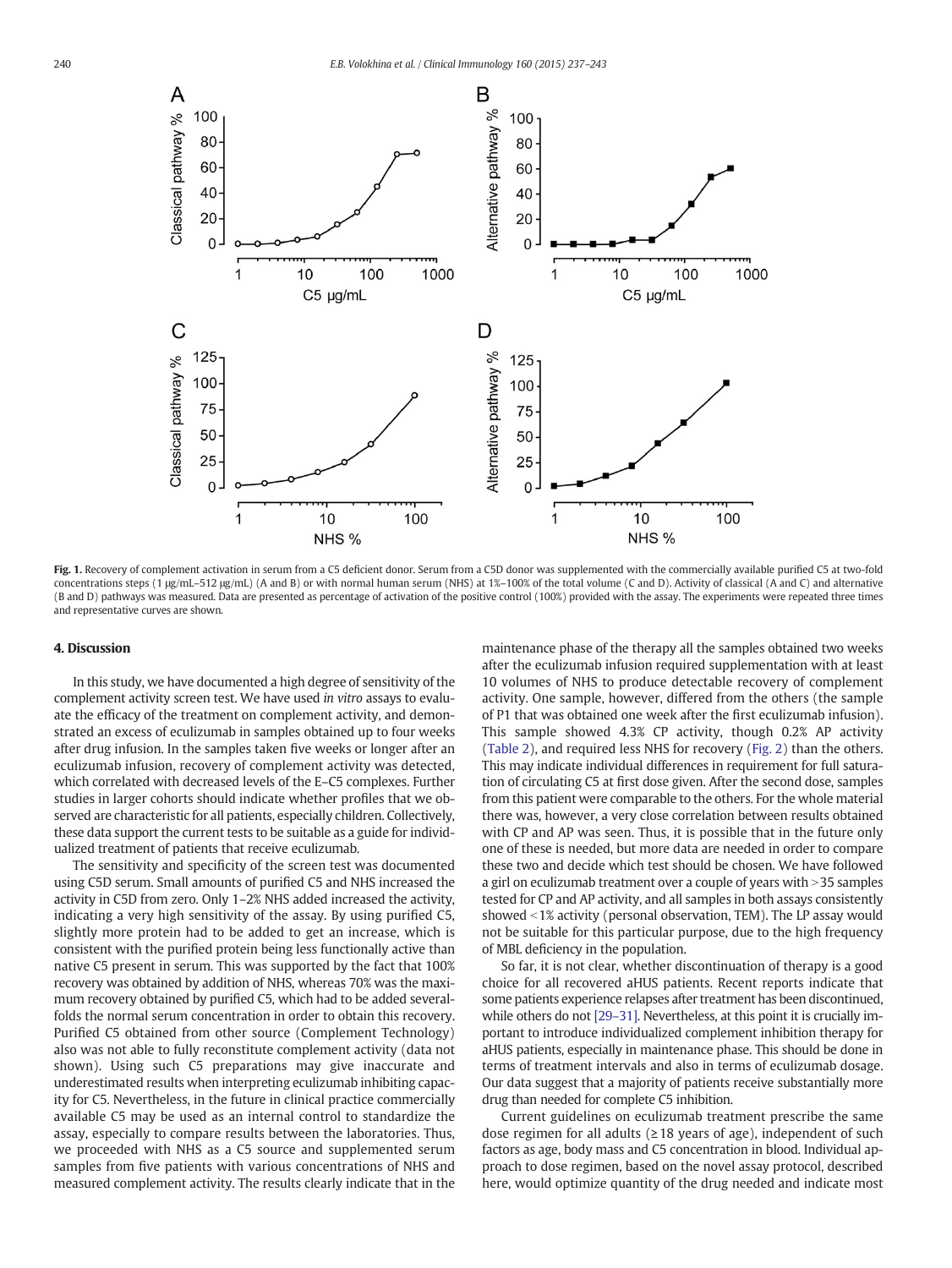**Fig. 1.** Recovery of complement activation in serum from a C5 deficient donor. Serum from a C5D donor was supplemented with the commercially available purified C5 at two-fold concentrations steps (1 μg/mL–512 μg/mL) (A and B) or with normal human serum (NHS) at 1%–100% of the total volume (C and D). Activity of classical (A and C) and alternative (B and D) pathways was measured. Data are presented as percentage of activation of the positive control (100%) provided with the assay. The experiments were repeated three times and representative curves are shown.

## 4. Discussion

In this study, we have documented a high degree of sensitivity of the complement activity screen test. We have used *in vitro* assays to evaluate the efficacy of the treatment on complement activity, and demonstrated an excess of eculizumab in samples obtained up to four weeks after drug infusion. In the samples taken five weeks or longer after an eculizumab infusion, recovery of complement activity was detected, which correlated with decreased levels of the E–C5 complexes. Further studies in larger cohorts should indicate whether profiles that we observed are characteristic for all patients, especially children. Collectively, these data support the current tests to be suitable as a guide for individualized treatment of patients that receive eculizumab.

The sensitivity and specificity of the screen test was documented using C5D serum. Small amounts of purified C5 and NHS increased the activity in C5D from zero. Only 1–2% NHS added increased the activity, indicating a very high sensitivity of the assay. By using purified C5, slightly more protein had to be added to get an increase, which is consistent with the purified protein being less functionally active than native C5 present in serum. This was supported by the fact that 100% recovery was obtained by addition of NHS, whereas 70% was the maximum recovery obtained by purified C5, which had to be added several-folds the normal serum concentration in order to obtain this recovery. Purified C5 obtained from other source (Complement Technology) also was not able to fully reconstitute complement activity (data not shown). Using such C5 preparations may give inaccurate and underestimated results when interpreting eculizumab inhibiting capacity for C5. Nevertheless, in the future in clinical practice commercially available C5 may be used as an internal control to standardize the assay, especially to compare results between the laboratories. Thus, we proceeded with NHS as a C5 source and supplemented serum samples from five patients with various concentrations of NHS and measured complement activity. The results clearly indicate that in the maintenance phase of the therapy all the samples obtained two weeks after the eculizumab infusion required supplementation with at least 10 volumes of NHS to produce detectable recovery of complement activity. One sample, however, differed from the others (the sample of P1 that was obtained one week after the first eculizumab infusion). This sample showed 4.3% CP activity, though 0.2% AP activity (Table 2), and required less NHS for recovery (Fig. 2) than the others. This may indicate individual differences in requirement for full saturation of circulating C5 at first dose given. After the second dose, samples from this patient were comparable to the others. For the whole material there was, however, a very close correlation between results obtained with CP and AP was seen. Thus, it is possible that in the future only one of these is needed, but more data are needed in order to compare these two and decide which test should be chosen. We have followed a girl on eculizumab treatment over a couple of years with >35 samples tested for CP and AP activity, and all samples in both assays consistently showed <1% activity (personal observation, TEM). The LP assay would not be suitable for this particular purpose, due to the high frequency of MBL deficiency in the population.

So far, it is not clear, whether discontinuation of therapy is a good choice for all recovered aHUS patients. Recent reports indicate that some patients experience relapses after treatment has been discontinued, while others do not [29–31]. Nevertheless, at this point it is crucially important to introduce individualized complement inhibition therapy for aHUS patients, especially in maintenance phase. This should be done in terms of treatment intervals and also in terms of eculizumab dosage. Our data suggest that a majority of patients receive substantially more drug than needed for complete C5 inhibition.

Current guidelines on eculizumab treatment prescribe the same dose regimen for all adults (≥18 years of age), independent of such factors as age, body mass and C5 concentration in blood. Individual approach to dose regimen, based on the novel assay protocol, described here, would optimize quantity of the drug needed and indicate most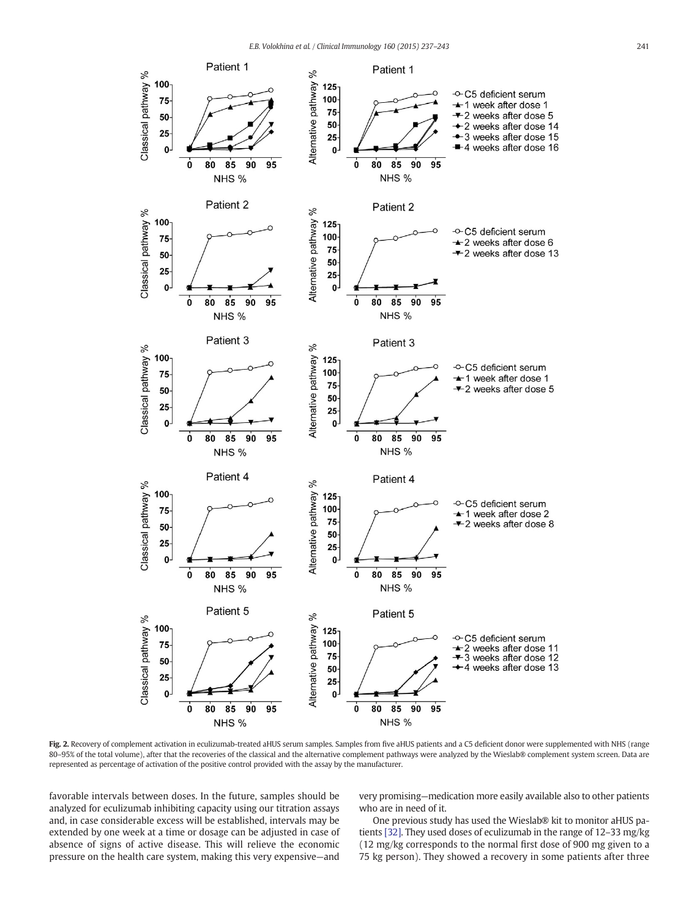**Fig. 2.** Recovery of complement activation in eculizumab-treated aHUS serum samples. Samples from five aHUS patients and a C5 deficient donor were supplemented with NHS (range 80–95% of the total volume), after that the recoveries of the classical and the alternative complement pathways were analyzed by the Wieslab® complement system screen. Data are represented as percentage of activation of the positive control provided with the assay by the manufacturer.

favorable intervals between doses. In the future, samples should be analyzed for eculizumab inhibiting capacity using our titration assays and, in case considerable excess will be established, intervals may be extended by one week at a time or dosage can be adjusted in case of absence of signs of active disease. This will relieve the economic pressure on the health care system, making this very expensive—and very promising—medication more easily available also to other patients who are in need of it.

One previous study has used the Wieslab® kit to monitor aHUS patients [32]. They used doses of eculizumab in the range of 12–33 mg/kg (12 mg/kg corresponds to the normal first dose of 900 mg given to a 75 kg person). They showed a recovery in some patients after three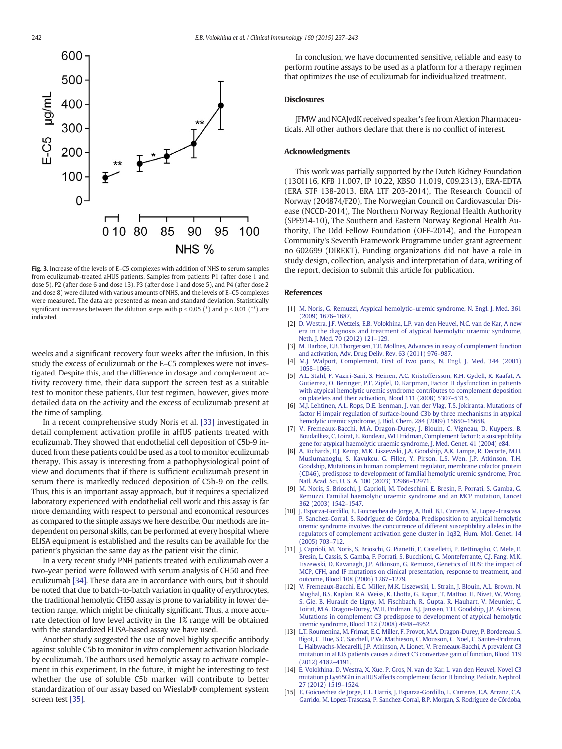Fig. 3. Increase of the levels of E–C5 complexes with addition of NHS to serum samples from eculizumab-treated aHUS patients. Samples from patients P1 (after dose 1 and dose 5), P2 (after dose 6 and dose 13), P3 (after dose 1 and dose 5), and P4 (after dose 2 and dose 8) were diluted with various amounts of NHS, and the levels of E–C5 complexes were measured. The data are presented as mean and standard deviation. Statistically significant increases between the dilution steps with $p < 0.05$ (*) and $p < 0.01$ (**) are indicated.

weeks and a significant recovery four weeks after the infusion. In this study the excess of eculizumab or the E–C5 complexes were not investigated. Despite this, and the difference in dosage and complement activity recovery time, their data support the screen test as a suitable test to monitor these patients. Our test regimen, however, gives more detailed data on the activity and the excess of eculizumab present at the time of sampling.

In a recent comprehensive study Noris et al. [33] investigated in detail complement activation profile in aHUS patients treated with eculizumab. They showed that endothelial cell deposition of C5b-9 induced from these patients could be used as a tool to monitor eculizumab therapy. This assay is interesting from a pathophysiological point of view and documents that if there is sufficient eculizumab present in serum there is markedly reduced deposition of C5b-9 on the cells. Thus, this is an important assay approach, but it requires a specialized laboratory experienced with endothelial cell work and this assay is far more demanding with respect to personal and economical resources as compared to the simple assays we here describe. Our methods are independent on personal skills, can be performed at every hospital where ELISA equipment is established and the results can be available for the patient's physician the same day as the patient visit the clinic.

In a very recent study PNH patients treated with eculizumab over a two-year period were followed with serum analysis of CH50 and free eculizumab [34]. These data are in accordance with ours, but it should be noted that due to batch-to-batch variation in quality of erythrocytes, the traditional hemolytic CH50 assay is prone to variability in lower detection range, which might be clinically significant. Thus, a more accurate detection of low level activity in the 1% range will be obtained with the standardized ELISA-based assay we have used.

Another study suggested the use of novel highly specific antibody against soluble C5b to monitor *in vitro* complement activation blockade by eculizumab. The authors used hemolytic assay to activate complement in this experiment. In the future, it might be interesting to test whether the use of soluble C5b marker will contribute to better standardization of our assay based on Wieslab® complement system screen test [35].

In conclusion, we have documented sensitive, reliable and easy to perform routine assays to be used as a platform for a therapy regimen that optimizes the use of eculizumab for individualized treatment.

## Disclosures

JFMW and NCAJvdK received speaker's fee from Alexion Pharmaceuticals. All other authors declare that there is no conflict of interest.

## Acknowledgments

This work was partially supported by the Dutch Kidney Foundation (13OI116, KFB 11.007, IP 10.22, KBSO 11.019, C09.2313), ERA-EDTA (ERA STF 138-2013, ERA LTF 203-2014), The Research Council of Norway (204874/F20), The Norwegian Council on Cardiovascular Disease (NCCD-2014), The Northern Norway Regional Health Authority (SPF914-10), The Southern and Eastern Norway Regional Health Authority, The Odd Fellow Foundation (OFF-2014), and the European Community's Seventh Framework Programme under grant agreement no 602699 (DIREKT). Funding organizations did not have a role in study design, collection, analysis and interpretation of data, writing of the report, decision to submit this article for publication.

## References

[1] M. Noris, G. Remuzzi, Atypical hemolytic–uremic syndrome, N. Engl. J. Med. 361 (2009) 1676–1687.

[2] D. Westra, J.F. Wetzels, E.B. Volokhina, L.P. van den Heuvel, N.C. van de Kar, A new era in the diagnosis and treatment of atypical haemolytic uraemic syndrome, Neth. J. Med. 70 (2012) 121–129.

[3] M. Harboe, E.B. Thorgersen, T.E. Mollnes, Advances in assay of complement function and activation, Adv. Drug Deliv. Rev. 63 (2011) 976–987.

[4] M.J. Walport, Complement. First of two parts, N. Engl. J. Med. 344 (2001) 1058–1066.

[5] A.L. Stahl, F. Vaziri-Sani, S. Heinen, A.C. Kristoffersson, K.H. Gydell, R. Raafat, A. Gutierrez, O. Beringer, P.F. Zipfel, D. Karpman, Factor H dysfunction in patients with atypical hemolytic uremic syndrome contributes to complement deposition on platelets and their activation, Blood 111 (2008) 5307–5315.

[6] M.J. Lehtinen, A.L. Rops, D.E. Isenman, J. van der Vlag, T.S. Jokiranta, Mutations of factor H impair regulation of surface-bound C3b by three mechanisms in atypical hemolytic uremic syndrome, J. Biol. Chem. 284 (2009) 15650–15658.

[7] V. Fremeaux-Bacchi, M.A. Dragon-Durey, J. Blouin, C. Vigneau, D. Kuypers, B. Boudailliez, C. Loirat, E. Rondeau, WH Fridman, Complement factor I: a susceptibility gene for atypical haemolytic uraemic syndrome, J. Med. Genet. 41 (2004) e84.

[8] A. Richards, E.J. Kemp, M.K. Liszewski, J.A. Goodship, A.K. Lampe, R. Decorte, M.H. Muslumanoglu, S. Kavukcu, G. Filler, Y. Pirson, L.S. Wen, J.P. Atkinson, T.H. Goodship, Mutations in human complement regulator, membrane cofactor protein (CD46), predispose to development of familial hemolytic uremic syndrome, Proc. Natl. Acad. Sci. U. S. A. 100 (2003) 12966–12971.

[9] M. Noris, S. Brioschi, J. Caprioli, M. Todeschini, E. Bresin, F. Porrati, S. Gamba, G. Remuzzi, Familial haemolytic uraemic syndrome and an MCP mutation, Lancet 362 (2003) 1542–1547.

[10] J. Esparza-Gordillo, E. Goicoechea de Jorge, A. Buil, B.L. Carreras, M. Lopez-Trascasa, P. Sanchez-Corral, S. Rodríguez de Córdoba, Predisposition to atypical hemolytic uremic syndrome involves the concurrence of different susceptibility alleles in the regulators of complement activation gene cluster in 1q32, Hum. Mol. Genet. 14 (2005) 703–712.

[11] J. Caprioli, M. Noris, S. Brioschi, G. Pianetti, F. Castelletti, P. Bettinaglio, C. Mele, E. Bresin, L. Cassis, S. Gamba, F. Porrati, S. Bucchioni, G. Monteferrante, C.J. Fang, M.K. Liszewski, D. Kavanagh, J.P. Atkinson, G. Remuzzi, Genetics of HUS: the impact of MCP, CFH, and IF mutations on clinical presentation, response to treatment, and outcome, Blood 108 (2006) 1267–1279.

[12] V. Fremeaux-Bacchi, E.C. Miller, M.K. Liszewski, L. Strain, J. Blouin, A.L. Brown, N. Moghal, B.S. Kaplan, R.A. Weiss, K. Lhotta, G. Kapur, T. Mattoo, H. Nivet, W. Wong, S. Gie, B. Hurault de Ligny, M. Fischbach, R. Gupta, R. Hauhart, V. Meunier, C. Loirat, M.A. Dragon-Durey, W.H. Fridman, B.J. Janssen, T.H. Goodship, J.P. Atkinson, Mutations in complement C3 predispose to development of atypical hemolytic uremic syndrome, Blood 112 (2008) 4948–4952.

[13] L.T. Roumenina, M. Frimat, E.C. Miller, F. Provot, M.A. Dragon-Durey, P. Bordereau, S. Bigot, C. Hue, S.C. Satchell, P.W. Mathieson, C. Mousson, C. Noel, C. Sautes-Fridman, L. Halbwachs-Mecarelli, J.P. Atkinson, A. Lionet, V. Fremeaux-Bacchi, A prevalent C3 mutation in aHUS patients causes a direct C3 convertase gain of function, Blood 119 (2012) 4182–4191.

[14] E. Volokhina, D. Westra, X. Xue, P. Gros, N. van de Kar, L. van den Heuvel, Novel C3 mutation p.Lys65Gln in aHUS affects complement factor H binding, Pediatr. Nephrol. 27 (2012) 1519–1524.

[15] E. Goicoechea de Jorge, C.L. Harris, J. Esparza-Gordillo, L. Carreras, E.A. Arranz, C.A. Garrido, M. Lopez-Trascasa, P. Sanchez-Corral, B.P. Morgan, S. Rodríguez de Córdoba,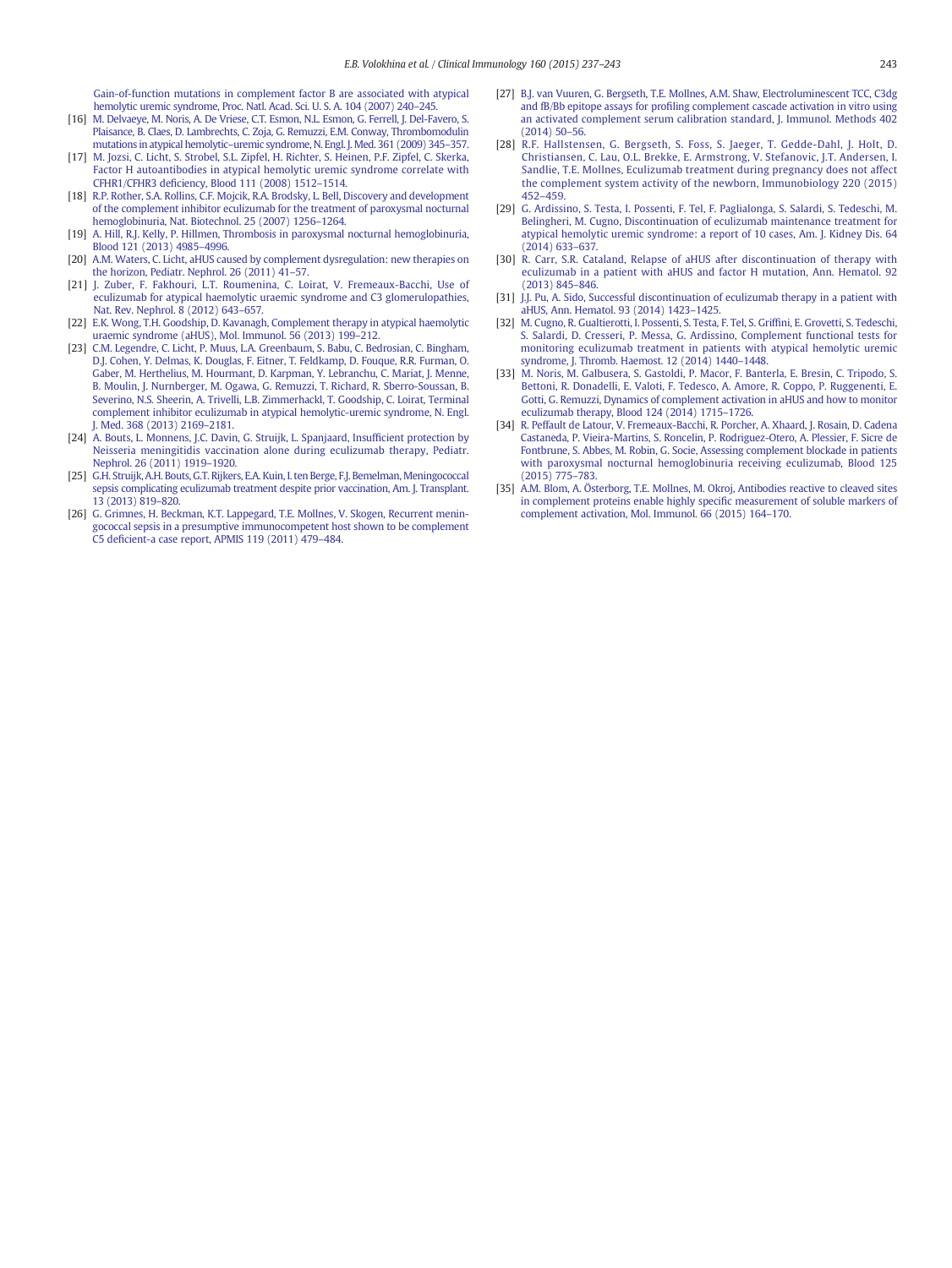Gain-of-function mutations in complement factor B are associated with atypical hemolytic uremic syndrome, Proc. Natl. Acad. Sci. U. S. A. 104 (2007) 240–245.

[16] M. Delvaeye, M. Noris, A. De Vriese, C.T. Esmon, N.L. Esmon, G. Ferrell, J. Del-Favero, S. Plaisance, B. Claes, D. Lambrechts, C. Zoja, G. Remuzzi, E.M. Conway, Thrombomodulin mutations in atypical hemolytic–uremic syndrome, N. Engl. J. Med. 361 (2009) 345–357.

[17] M. Jozsi, C. Licht, S. Strobel, S.L. Zipfel, H. Richter, S. Heinen, P.F. Zipfel, C. Skerka, Factor H autoantibodies in atypical hemolytic uremic syndrome correlate with CFHR1/CFHR3 deficiency, Blood 111 (2008) 1512–1514.

[18] R.P. Rother, S.A. Rollins, C.F. Mojcik, R.A. Brodsky, L. Bell, Discovery and development of the complement inhibitor eculizumab for the treatment of paroxysmal nocturnal hemoglobinuria, Nat. Biotechnol. 25 (2007) 1256–1264.

[19] A. Hill, R.J. Kelly, P. Hillmen, Thrombosis in paroxysmal nocturnal hemoglobinuria, Blood 121 (2013) 4985–4996.

[20] A.M. Waters, C. Licht, aHUS caused by complement dysregulation: new therapies on the horizon, Pediatr. Nephrol. 26 (2011) 41–57.

[21] J. Zuber, F. Fakhouri, L.T. Roumenina, C. Loirat, V. Fremeaux-Bacchi, Use of eculizumab for atypical haemolytic uraemic syndrome and C3 glomerulopathies, Nat. Rev. Nephrol. 8 (2012) 643–657.

[22] E.K. Wong, T.H. Goodship, D. Kavanagh, Complement therapy in atypical haemolytic uraemic syndrome (aHUS), Mol. Immunol. 56 (2013) 199–212.

[23] C.M. Legendre, C. Licht, P. Muus, L.A. Greenbaum, S. Babu, C. Bedrosian, C. Bingham, D.J. Cohen, Y. Delmas, K. Douglas, F. Eitner, T. Feldkamp, D. Fouque, R.R. Furman, O. Gaber, M. Herthelius, M. Hourmant, D. Karpman, Y. Lebranchu, C. Mariat, J. Menne, B. Moulin, J. Nurnberger, M. Ogawa, G. Remuzzi, T. Richard, R. Sberro-Soussan, B. Severino, N.S. Sheerin, A. Trivelli, L.B. Zimmerhackl, T. Goodship, C. Loirat, Terminal complement inhibitor eculizumab in atypical hemolytic-uremic syndrome, N. Engl. J. Med. 368 (2013) 2169–2181.

[24] A. Bouts, L. Monnens, J.C. Davin, G. Struijk, L. Spanjaard, Insufficient protection by Neisseria meningitidis vaccination alone during eculizumab therapy, Pediatr. Nephrol. 26 (2011) 1919–1920.

[25] G.H. Struijk, A.H. Bouts, G.T. Rijkers, E.A. Kuin, I. ten Berge, F.J. Bemelman, Meningococcal sepsis complicating eculizumab treatment despite prior vaccination, Am. J. Transplant. 13 (2013) 819–820.

[26] G. Grimnes, H. Beckman, K.T. Lappegard, T.E. Mollnes, V. Skogen, Recurrent meningococcal sepsis in a presumptive immunocompetent host shown to be complement C5 deficient-a case report, APMIS 119 (2011) 479–484.

[27] B.J. van Vuuren, G. Bergseth, T.E. Mollnes, A.M. Shaw, Electroluminescent TCC, C3dg and fB/Bb epitope assays for profiling complement cascade activation in vitro using an activated complement serum calibration standard, J. Immunol. Methods 402 (2014) 50–56.

[28] R.F. Hallstensen, G. Bergseth, S. Foss, S. Jaeger, T. Gedde-Dahl, J. Holt, D. Christiansen, C. Lau, O.L. Brekke, E. Armstrong, V. Stefanovic, J.T. Andersen, I. Sandlie, T.E. Mollnes, Eculizumab treatment during pregnancy does not affect the complement system activity of the newborn, Immunobiology 220 (2015) 452–459.

[29] G. Ardissino, S. Testa, I. Possenti, F. Tel, F. Paglialonga, S. Salardi, S. Tedeschi, M. Belingheri, M. Cugno, Discontinuation of eculizumab maintenance treatment for atypical hemolytic uremic syndrome: a report of 10 cases, Am. J. Kidney Dis. 64 (2014) 633–637.

[30] R. Carr, S.R. Cataland, Relapse of aHUS after discontinuation of therapy with eculizumab in a patient with aHUS and factor H mutation, Ann. Hematol. 92 (2013) 845–846.

[31] J.J. Pu, A. Sido, Successful discontinuation of eculizumab therapy in a patient with aHUS, Ann. Hematol. 93 (2014) 1423–1425.

[32] M. Cugno, R. Gualtierotti, I. Possenti, S. Testa, F. Tel, S. Griffini, E. Grovetti, S. Tedeschi, S. Salardi, D. Cresseri, P. Messa, G. Ardissino, Complement functional tests for monitoring eculizumab treatment in patients with atypical hemolytic uremic syndrome, J. Thromb. Haemost. 12 (2014) 1440–1448.

[33] M. Noris, M. Galbusera, S. Gastoldi, P. Macor, F. Banterla, E. Bresin, C. Tripodo, S. Bettoni, R. Donadelli, E. Valoti, F. Tedesco, A. Amore, R. Coppo, P. Ruggenenti, E. Gotti, G. Remuzzi, Dynamics of complement activation in aHUS and how to monitor eculizumab therapy, Blood 124 (2014) 1715–1726.

[34] R. Peffault de Latour, V. Fremeaux-Bacchi, R. Porcher, A. Xhaard, J. Rosain, D. Cadena Castaneda, P. Vieira-Martins, S. Roncelin, P. Rodriguez-Otero, A. Plessier, F. Sicre de Fontbrune, S. Abbes, M. Robin, G. Socie, Assessing complement blockade in patients with paroxysmal nocturnal hemoglobinuria receiving eculizumab, Blood 125 (2015) 775–783.

[35] A.M. Blom, A. Österborg, T.E. Mollnes, M. Okroj, Antibodies reactive to cleaved sites in complement proteins enable highly specific measurement of soluble markers of complement activation, Mol. Immunol. 66 (2015) 164–170.